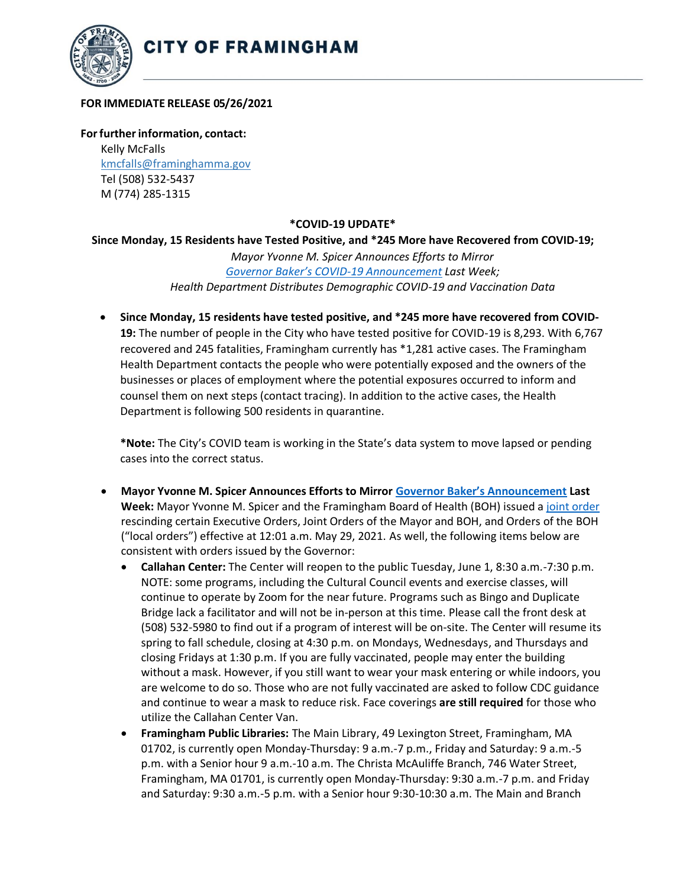# CITY OF FRAMINGHAM

**FOR IMMEDIATE RELEASE 05/26/2021**

**For further information, contact:**

Kelly McFalls
kmcfalls@framinghamma.gov
Tel (508) 532-5437
M (774) 285-1315

**\*COVID-19 UPDATE\***

**Since Monday, 15 Residents have Tested Positive, and \*245 More have Recovered from COVID-19;**

*Mayor Yvonne M. Spicer Announces Efforts to Mirror Governor Baker's COVID-19 Announcement Last Week; Health Department Distributes Demographic COVID-19 and Vaccination Data*

- **Since Monday, 15 residents have tested positive, and \*245 more have recovered from COVID-19:** The number of people in the City who have tested positive for COVID-19 is 8,293. With 6,767 recovered and 245 fatalities, Framingham currently has \*1,281 active cases. The Framingham Health Department contacts the people who were potentially exposed and the owners of the businesses or places of employment where the potential exposures occurred to inform and counsel them on next steps (contact tracing). In addition to the active cases, the Health Department is following 500 residents in quarantine.

  **\*Note:** The City's COVID team is working in the State's data system to move lapsed or pending cases into the correct status.

- **Mayor Yvonne M. Spicer Announces Efforts to Mirror Governor Baker's Announcement Last Week:** Mayor Yvonne M. Spicer and the Framingham Board of Health (BOH) issued a joint order rescinding certain Executive Orders, Joint Orders of the Mayor and BOH, and Orders of the BOH ("local orders") effective at 12:01 a.m. May 29, 2021. As well, the following items below are consistent with orders issued by the Governor:
  - **Callahan Center:** The Center will reopen to the public Tuesday, June 1, 8:30 a.m.-7:30 p.m. NOTE: some programs, including the Cultural Council events and exercise classes, will continue to operate by Zoom for the near future. Programs such as Bingo and Duplicate Bridge lack a facilitator and will not be in-person at this time. Please call the front desk at (508) 532-5980 to find out if a program of interest will be on-site. The Center will resume its spring to fall schedule, closing at 4:30 p.m. on Mondays, Wednesdays, and Thursdays and closing Fridays at 1:30 p.m. If you are fully vaccinated, people may enter the building without a mask. However, if you still want to wear your mask entering or while indoors, you are welcome to do so. Those who are not fully vaccinated are asked to follow CDC guidance and continue to wear a mask to reduce risk. Face coverings **are still required** for those who utilize the Callahan Center Van.
  - **Framingham Public Libraries:** The Main Library, 49 Lexington Street, Framingham, MA 01702, is currently open Monday-Thursday: 9 a.m.-7 p.m., Friday and Saturday: 9 a.m.-5 p.m. with a Senior hour 9 a.m.-10 a.m. The Christa McAuliffe Branch, 746 Water Street, Framingham, MA 01701, is currently open Monday-Thursday: 9:30 a.m.-7 p.m. and Friday and Saturday: 9:30 a.m.-5 p.m. with a Senior hour 9:30-10:30 a.m. The Main and Branch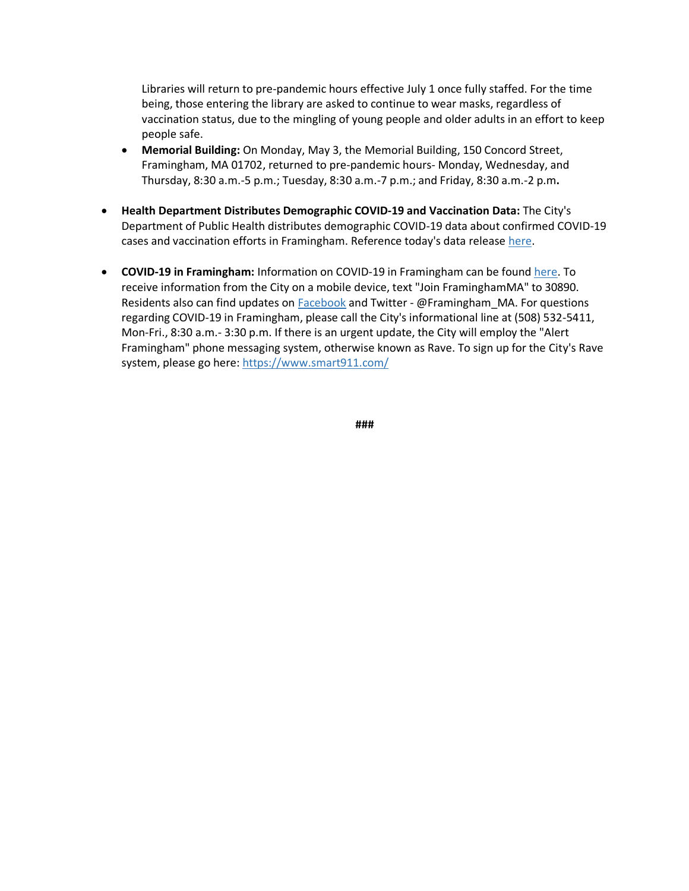Libraries will return to pre-pandemic hours effective July 1 once fully staffed. For the time being, those entering the library are asked to continue to wear masks, regardless of vaccination status, due to the mingling of young people and older adults in an effort to keep people safe.

  - **Memorial Building:** On Monday, May 3, the Memorial Building, 150 Concord Street, Framingham, MA 01702, returned to pre-pandemic hours- Monday, Wednesday, and Thursday, 8:30 a.m.-5 p.m.; Tuesday, 8:30 a.m.-7 p.m.; and Friday, 8:30 a.m.-2 p.m**.**

- **Health Department Distributes Demographic COVID-19 and Vaccination Data:** The City's Department of Public Health distributes demographic COVID-19 data about confirmed COVID-19 cases and vaccination efforts in Framingham. Reference today's data release here.

- **COVID-19 in Framingham:** Information on COVID-19 in Framingham can be found here. To receive information from the City on a mobile device, text "Join FraminghamMA" to 30890. Residents also can find updates on Facebook and Twitter - @Framingham_MA. For questions regarding COVID-19 in Framingham, please call the City's informational line at (508) 532-5411, Mon-Fri., 8:30 a.m.- 3:30 p.m. If there is an urgent update, the City will employ the "Alert Framingham" phone messaging system, otherwise known as Rave. To sign up for the City's Rave system, please go here: https://www.smart911.com/

**###**